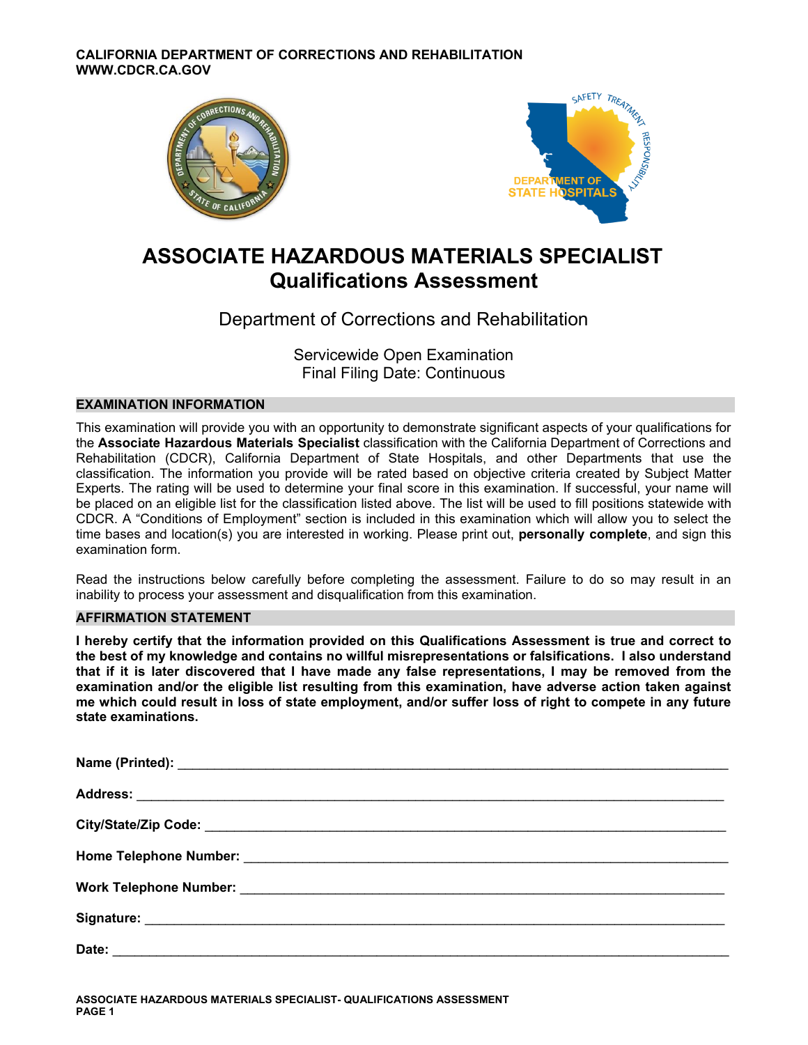CALIFORNIA DEPARTMENT OF CORRECTIONS AND REHABILITATION
WWW.CDCR.CA.GOV

# ASSOCIATE HAZARDOUS MATERIALS SPECIALIST
## Qualifications Assessment

Department of Corrections and Rehabilitation

Servicewide Open Examination
Final Filing Date: Continuous

### EXAMINATION INFORMATION

This examination will provide you with an opportunity to demonstrate significant aspects of your qualifications for the **Associate Hazardous Materials Specialist** classification with the California Department of Corrections and Rehabilitation (CDCR), California Department of State Hospitals, and other Departments that use the classification. The information you provide will be rated based on objective criteria created by Subject Matter Experts. The rating will be used to determine your final score in this examination. If successful, your name will be placed on an eligible list for the classification listed above. The list will be used to fill positions statewide with CDCR. A "Conditions of Employment" section is included in this examination which will allow you to select the time bases and location(s) you are interested in working. Please print out, **personally complete**, and sign this examination form.

Read the instructions below carefully before completing the assessment. Failure to do so may result in an inability to process your assessment and disqualification from this examination.

### AFFIRMATION STATEMENT

**I hereby certify that the information provided on this Qualifications Assessment is true and correct to the best of my knowledge and contains no willful misrepresentations or falsifications. I also understand that if it is later discovered that I have made any false representations, I may be removed from the examination and/or the eligible list resulting from this examination, have adverse action taken against me which could result in loss of state employment, and/or suffer loss of right to compete in any future state examinations.**

**Name (Printed):** ______________________________

**Address:** ______________________________

**City/State/Zip Code:** ______________________________

**Home Telephone Number:** ______________________________

**Work Telephone Number:** ______________________________

**Signature:** ______________________________

**Date:** ______________________________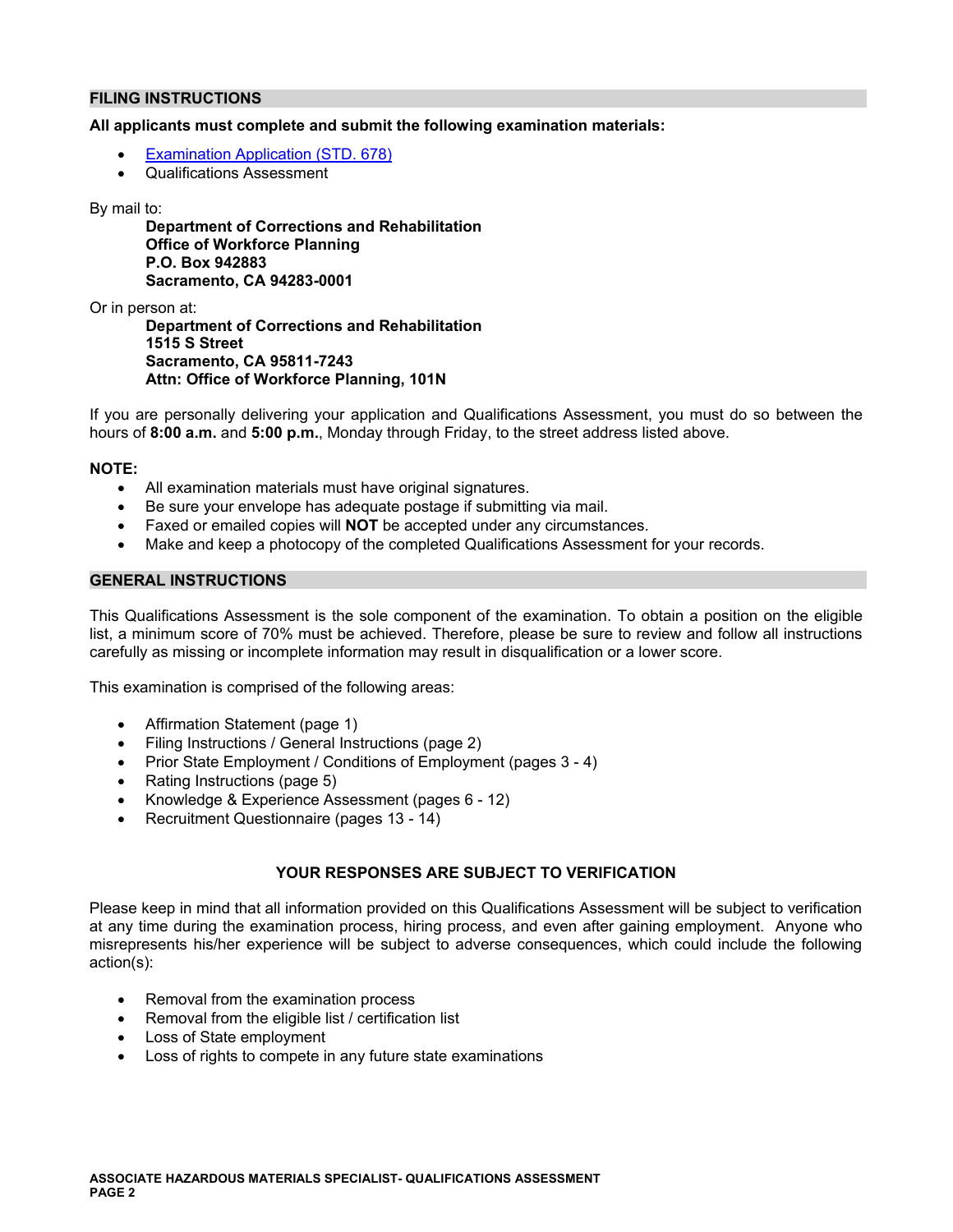## FILING INSTRUCTIONS

**All applicants must complete and submit the following examination materials:**

- [Examination Application (STD. 678)]
- Qualifications Assessment

By mail to:

> **Department of Corrections and Rehabilitation**
> **Office of Workforce Planning**
> **P.O. Box 942883**
> **Sacramento, CA 94283-0001**

Or in person at:

> **Department of Corrections and Rehabilitation**
> **1515 S Street**
> **Sacramento, CA 95811-7243**
> **Attn: Office of Workforce Planning, 101N**

If you are personally delivering your application and Qualifications Assessment, you must do so between the hours of **8:00 a.m.** and **5:00 p.m.**, Monday through Friday, to the street address listed above.

**NOTE:**

- All examination materials must have original signatures.
- Be sure your envelope has adequate postage if submitting via mail.
- Faxed or emailed copies will **NOT** be accepted under any circumstances.
- Make and keep a photocopy of the completed Qualifications Assessment for your records.

## GENERAL INSTRUCTIONS

This Qualifications Assessment is the sole component of the examination. To obtain a position on the eligible list, a minimum score of 70% must be achieved. Therefore, please be sure to review and follow all instructions carefully as missing or incomplete information may result in disqualification or a lower score.

This examination is comprised of the following areas:

- Affirmation Statement (page 1)
- Filing Instructions / General Instructions (page 2)
- Prior State Employment / Conditions of Employment (pages 3 - 4)
- Rating Instructions (page 5)
- Knowledge & Experience Assessment (pages 6 - 12)
- Recruitment Questionnaire (pages 13 - 14)

**YOUR RESPONSES ARE SUBJECT TO VERIFICATION**

Please keep in mind that all information provided on this Qualifications Assessment will be subject to verification at any time during the examination process, hiring process, and even after gaining employment. Anyone who misrepresents his/her experience will be subject to adverse consequences, which could include the following action(s):

- Removal from the examination process
- Removal from the eligible list / certification list
- Loss of State employment
- Loss of rights to compete in any future state examinations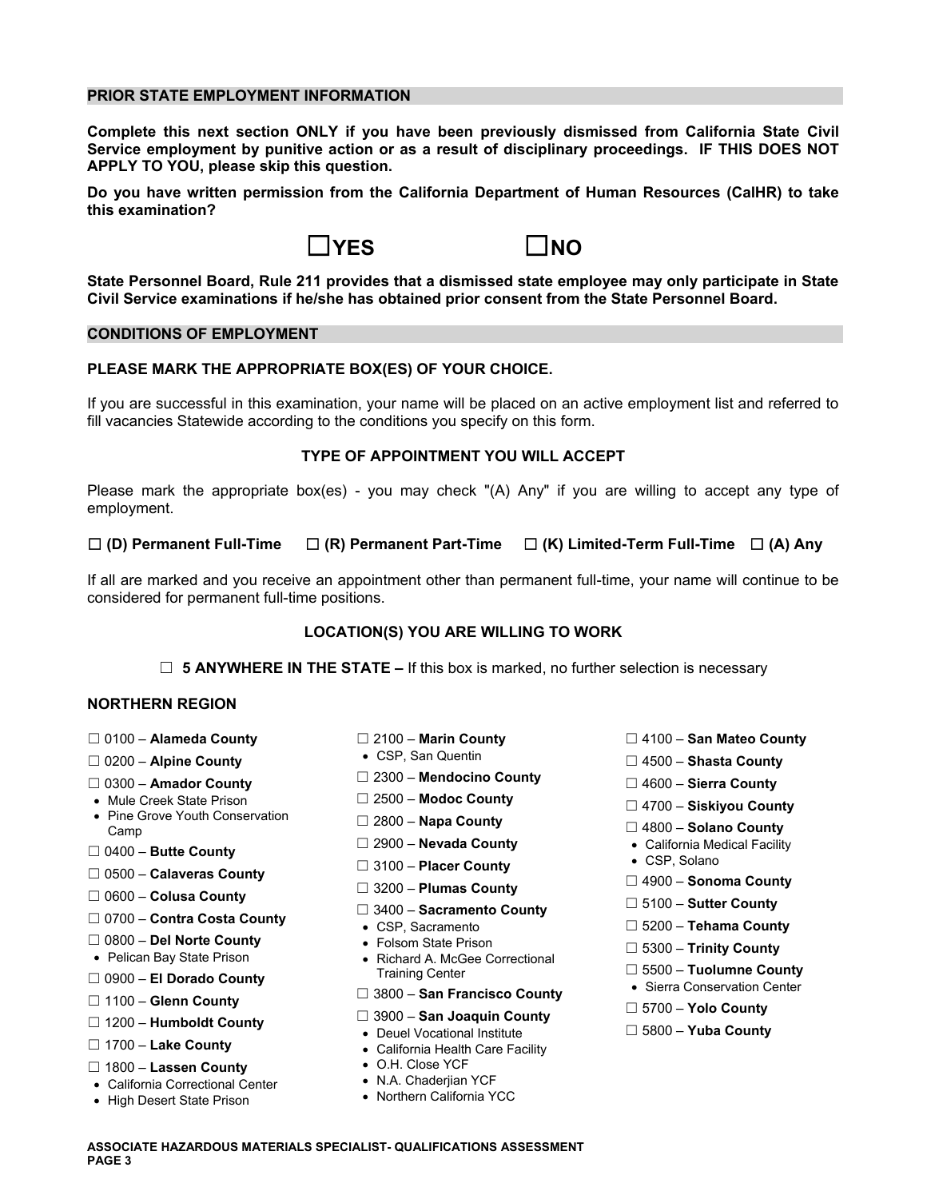## PRIOR STATE EMPLOYMENT INFORMATION

**Complete this next section ONLY if you have been previously dismissed from California State Civil Service employment by punitive action or as a result of disciplinary proceedings. IF THIS DOES NOT APPLY TO YOU, please skip this question.**

**Do you have written permission from the California Department of Human Resources (CalHR) to take this examination?**

☐ **YES** ☐ **NO**

**State Personnel Board, Rule 211 provides that a dismissed state employee may only participate in State Civil Service examinations if he/she has obtained prior consent from the State Personnel Board.**

## CONDITIONS OF EMPLOYMENT

**PLEASE MARK THE APPROPRIATE BOX(ES) OF YOUR CHOICE.**

If you are successful in this examination, your name will be placed on an active employment list and referred to fill vacancies Statewide according to the conditions you specify on this form.

### TYPE OF APPOINTMENT YOU WILL ACCEPT

Please mark the appropriate box(es) - you may check "(A) Any" if you are willing to accept any type of employment.

☐ **(D) Permanent Full-Time** ☐ **(R) Permanent Part-Time** ☐ **(K) Limited-Term Full-Time** ☐ **(A) Any**

If all are marked and you receive an appointment other than permanent full-time, your name will continue to be considered for permanent full-time positions.

### LOCATION(S) YOU ARE WILLING TO WORK

☐ **5 ANYWHERE IN THE STATE –** If this box is marked, no further selection is necessary

**NORTHERN REGION**

- ☐ 0100 – **Alameda County**
- ☐ 0200 – **Alpine County**
- ☐ 0300 – **Amador County**
  - Mule Creek State Prison
  - Pine Grove Youth Conservation Camp
- ☐ 0400 – **Butte County**
- ☐ 0500 – **Calaveras County**
- ☐ 0600 – **Colusa County**
- ☐ 0700 – **Contra Costa County**
- ☐ 0800 – **Del Norte County**
  - Pelican Bay State Prison
- ☐ 0900 – **El Dorado County**
- ☐ 1100 – **Glenn County**
- ☐ 1200 – **Humboldt County**
- ☐ 1700 – **Lake County**
- ☐ 1800 – **Lassen County**
  - California Correctional Center
  - High Desert State Prison
- ☐ 2100 – **Marin County**
  - CSP, San Quentin
- ☐ 2300 – **Mendocino County**
- ☐ 2500 – **Modoc County**
- ☐ 2800 – **Napa County**
- ☐ 2900 – **Nevada County**
- ☐ 3100 – **Placer County**
- ☐ 3200 – **Plumas County**
- ☐ 3400 – **Sacramento County**
  - CSP, Sacramento
  - Folsom State Prison
  - Richard A. McGee Correctional Training Center
- ☐ 3800 – **San Francisco County**
- ☐ 3900 – **San Joaquin County**
  - Deuel Vocational Institute
  - California Health Care Facility
  - O.H. Close YCF
  - N.A. Chaderjian YCF
  - Northern California YCC
- ☐ 4100 – **San Mateo County**
- ☐ 4500 – **Shasta County**
- ☐ 4600 – **Sierra County**
- ☐ 4700 – **Siskiyou County**
- ☐ 4800 – **Solano County**
  - California Medical Facility
  - CSP, Solano
- ☐ 4900 – **Sonoma County**
- ☐ 5100 – **Sutter County**
- ☐ 5200 – **Tehama County**
- ☐ 5300 – **Trinity County**
- ☐ 5500 – **Tuolumne County**
  - Sierra Conservation Center
- ☐ 5700 – **Yolo County**
- ☐ 5800 – **Yuba County**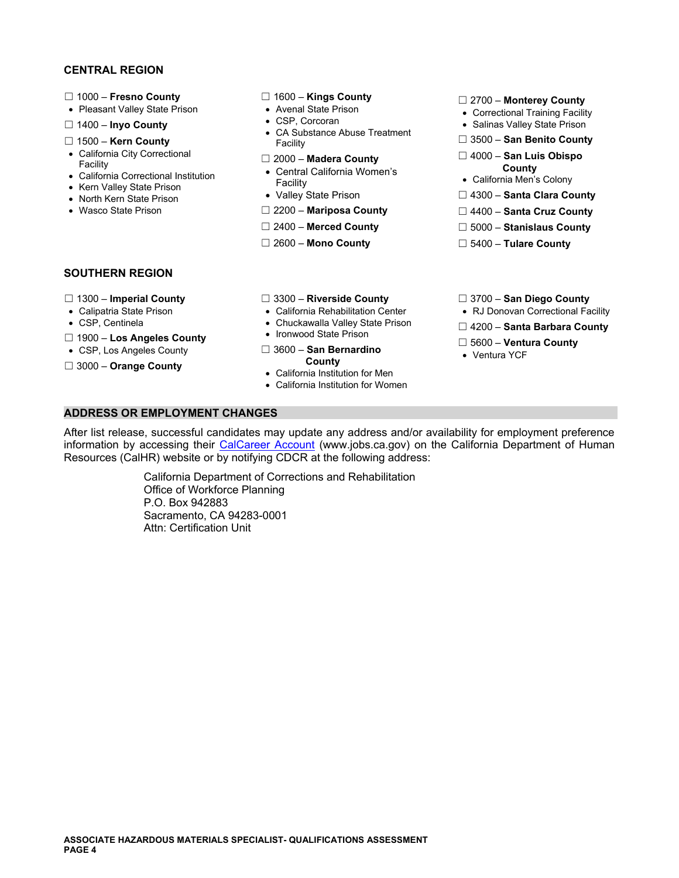**CENTRAL REGION**

☐ 1000 – **Fresno County**
- Pleasant Valley State Prison

☐ 1400 – **Inyo County**

☐ 1500 – **Kern County**
- California City Correctional Facility
- California Correctional Institution
- Kern Valley State Prison
- North Kern State Prison
- Wasco State Prison

☐ 1600 – **Kings County**
- Avenal State Prison
- CSP, Corcoran
- CA Substance Abuse Treatment Facility

☐ 2000 – **Madera County**
- Central California Women's Facility
- Valley State Prison

☐ 2200 – **Mariposa County**

☐ 2400 – **Merced County**

☐ 2600 – **Mono County**

☐ 2700 – **Monterey County**
- Correctional Training Facility
- Salinas Valley State Prison

☐ 3500 – **San Benito County**

☐ 4000 – **San Luis Obispo County**
- California Men's Colony

☐ 4300 – **Santa Clara County**

☐ 4400 – **Santa Cruz County**

☐ 5000 – **Stanislaus County**

☐ 5400 – **Tulare County**

**SOUTHERN REGION**

☐ 1300 – **Imperial County**
- Calipatria State Prison
- CSP, Centinela

☐ 1900 – **Los Angeles County**
- CSP, Los Angeles County

☐ 3000 – **Orange County**

☐ 3300 – **Riverside County**
- California Rehabilitation Center
- Chuckawalla Valley State Prison
- Ironwood State Prison

☐ 3600 – **San Bernardino County**
- California Institution for Men
- California Institution for Women

☐ 3700 – **San Diego County**
- RJ Donovan Correctional Facility

☐ 4200 – **Santa Barbara County**

☐ 5600 – **Ventura County**
- Ventura YCF

## ADDRESS OR EMPLOYMENT CHANGES

After list release, successful candidates may update any address and/or availability for employment preference information by accessing their CalCareer Account (www.jobs.ca.gov) on the California Department of Human Resources (CalHR) website or by notifying CDCR at the following address:

California Department of Corrections and Rehabilitation
Office of Workforce Planning
P.O. Box 942883
Sacramento, CA 94283-0001
Attn: Certification Unit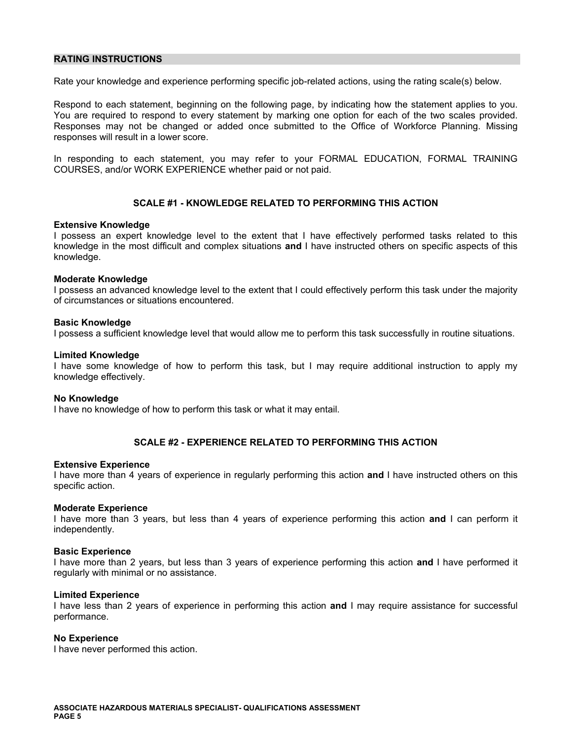## RATING INSTRUCTIONS

Rate your knowledge and experience performing specific job-related actions, using the rating scale(s) below.

Respond to each statement, beginning on the following page, by indicating how the statement applies to you. You are required to respond to every statement by marking one option for each of the two scales provided. Responses may not be changed or added once submitted to the Office of Workforce Planning. Missing responses will result in a lower score.

In responding to each statement, you may refer to your FORMAL EDUCATION, FORMAL TRAINING COURSES, and/or WORK EXPERIENCE whether paid or not paid.

### SCALE #1 - KNOWLEDGE RELATED TO PERFORMING THIS ACTION

**Extensive Knowledge**
I possess an expert knowledge level to the extent that I have effectively performed tasks related to this knowledge in the most difficult and complex situations **and** I have instructed others on specific aspects of this knowledge.

**Moderate Knowledge**
I possess an advanced knowledge level to the extent that I could effectively perform this task under the majority of circumstances or situations encountered.

**Basic Knowledge**
I possess a sufficient knowledge level that would allow me to perform this task successfully in routine situations.

**Limited Knowledge**
I have some knowledge of how to perform this task, but I may require additional instruction to apply my knowledge effectively.

**No Knowledge**
I have no knowledge of how to perform this task or what it may entail.

### SCALE #2 - EXPERIENCE RELATED TO PERFORMING THIS ACTION

**Extensive Experience**
I have more than 4 years of experience in regularly performing this action **and** I have instructed others on this specific action.

**Moderate Experience**
I have more than 3 years, but less than 4 years of experience performing this action **and** I can perform it independently.

**Basic Experience**
I have more than 2 years, but less than 3 years of experience performing this action **and** I have performed it regularly with minimal or no assistance.

**Limited Experience**
I have less than 2 years of experience in performing this action **and** I may require assistance for successful performance.

**No Experience**
I have never performed this action.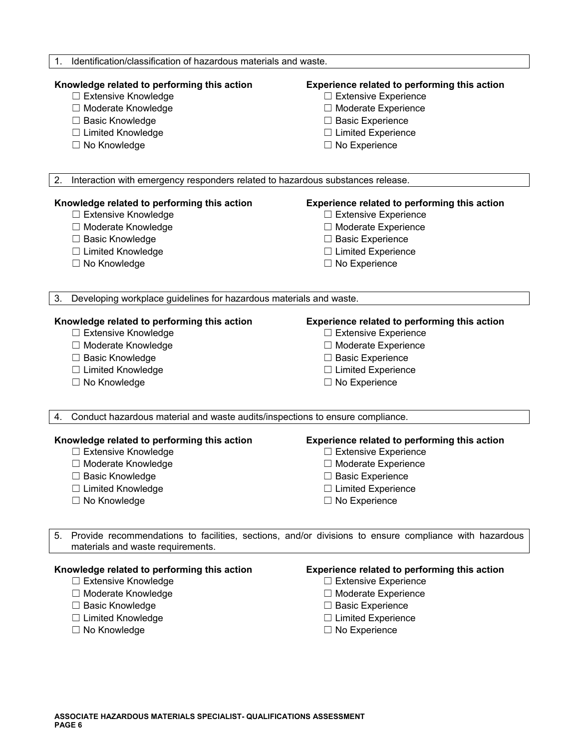1. Identification/classification of hazardous materials and waste.

**Knowledge related to performing this action**

- ☐ Extensive Knowledge
- ☐ Moderate Knowledge
- ☐ Basic Knowledge
- ☐ Limited Knowledge
- ☐ No Knowledge

**Experience related to performing this action**

- ☐ Extensive Experience
- ☐ Moderate Experience
- ☐ Basic Experience
- ☐ Limited Experience
- ☐ No Experience

2. Interaction with emergency responders related to hazardous substances release.

**Knowledge related to performing this action**

- ☐ Extensive Knowledge
- ☐ Moderate Knowledge
- ☐ Basic Knowledge
- ☐ Limited Knowledge
- ☐ No Knowledge

**Experience related to performing this action**

- ☐ Extensive Experience
- ☐ Moderate Experience
- ☐ Basic Experience
- ☐ Limited Experience
- ☐ No Experience

3. Developing workplace guidelines for hazardous materials and waste.

**Knowledge related to performing this action**

- ☐ Extensive Knowledge
- ☐ Moderate Knowledge
- ☐ Basic Knowledge
- ☐ Limited Knowledge
- ☐ No Knowledge

**Experience related to performing this action**

- ☐ Extensive Experience
- ☐ Moderate Experience
- ☐ Basic Experience
- ☐ Limited Experience
- ☐ No Experience

4. Conduct hazardous material and waste audits/inspections to ensure compliance.

**Knowledge related to performing this action**

- ☐ Extensive Knowledge
- ☐ Moderate Knowledge
- ☐ Basic Knowledge
- ☐ Limited Knowledge
- ☐ No Knowledge

**Experience related to performing this action**

- ☐ Extensive Experience
- ☐ Moderate Experience
- ☐ Basic Experience
- ☐ Limited Experience
- ☐ No Experience

5. Provide recommendations to facilities, sections, and/or divisions to ensure compliance with hazardous materials and waste requirements.

**Knowledge related to performing this action**

- ☐ Extensive Knowledge
- ☐ Moderate Knowledge
- ☐ Basic Knowledge
- ☐ Limited Knowledge
- ☐ No Knowledge

**Experience related to performing this action**

- ☐ Extensive Experience
- ☐ Moderate Experience
- ☐ Basic Experience
- ☐ Limited Experience
- ☐ No Experience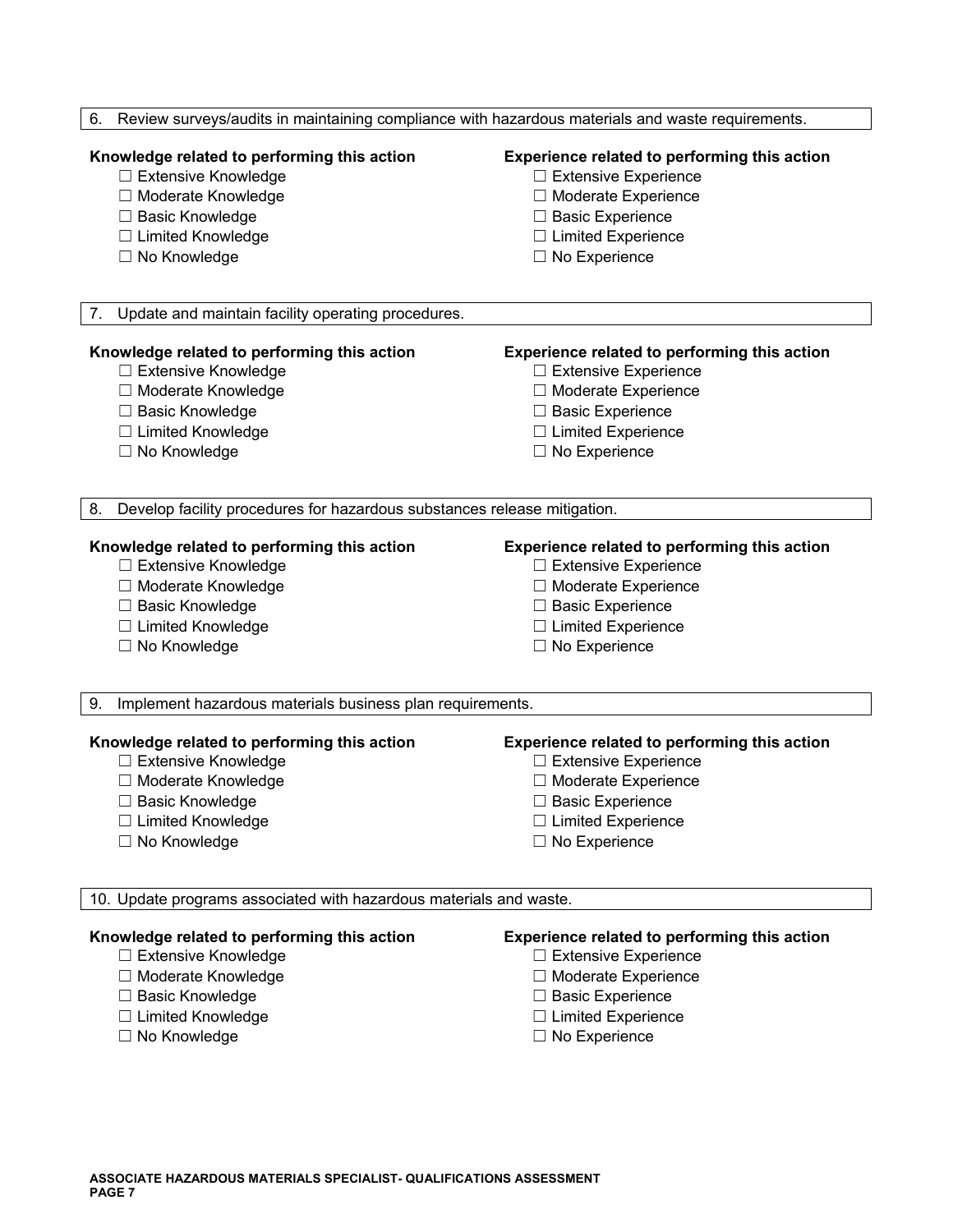6. Review surveys/audits in maintaining compliance with hazardous materials and waste requirements.

**Knowledge related to performing this action**

- ☐ Extensive Knowledge
- ☐ Moderate Knowledge
- ☐ Basic Knowledge
- ☐ Limited Knowledge
- ☐ No Knowledge

**Experience related to performing this action**

- ☐ Extensive Experience
- ☐ Moderate Experience
- ☐ Basic Experience
- ☐ Limited Experience
- ☐ No Experience

7. Update and maintain facility operating procedures.

**Knowledge related to performing this action**

- ☐ Extensive Knowledge
- ☐ Moderate Knowledge
- ☐ Basic Knowledge
- ☐ Limited Knowledge
- ☐ No Knowledge

**Experience related to performing this action**

- ☐ Extensive Experience
- ☐ Moderate Experience
- ☐ Basic Experience
- ☐ Limited Experience
- ☐ No Experience

8. Develop facility procedures for hazardous substances release mitigation.

**Knowledge related to performing this action**

- ☐ Extensive Knowledge
- ☐ Moderate Knowledge
- ☐ Basic Knowledge
- ☐ Limited Knowledge
- ☐ No Knowledge

**Experience related to performing this action**

- ☐ Extensive Experience
- ☐ Moderate Experience
- ☐ Basic Experience
- ☐ Limited Experience
- ☐ No Experience

9. Implement hazardous materials business plan requirements.

**Knowledge related to performing this action**

- ☐ Extensive Knowledge
- ☐ Moderate Knowledge
- ☐ Basic Knowledge
- ☐ Limited Knowledge
- ☐ No Knowledge

**Experience related to performing this action**

- ☐ Extensive Experience
- ☐ Moderate Experience
- ☐ Basic Experience
- ☐ Limited Experience
- ☐ No Experience

10. Update programs associated with hazardous materials and waste.

**Knowledge related to performing this action**

- ☐ Extensive Knowledge
- ☐ Moderate Knowledge
- ☐ Basic Knowledge
- ☐ Limited Knowledge
- ☐ No Knowledge

**Experience related to performing this action**

- ☐ Extensive Experience
- ☐ Moderate Experience
- ☐ Basic Experience
- ☐ Limited Experience
- ☐ No Experience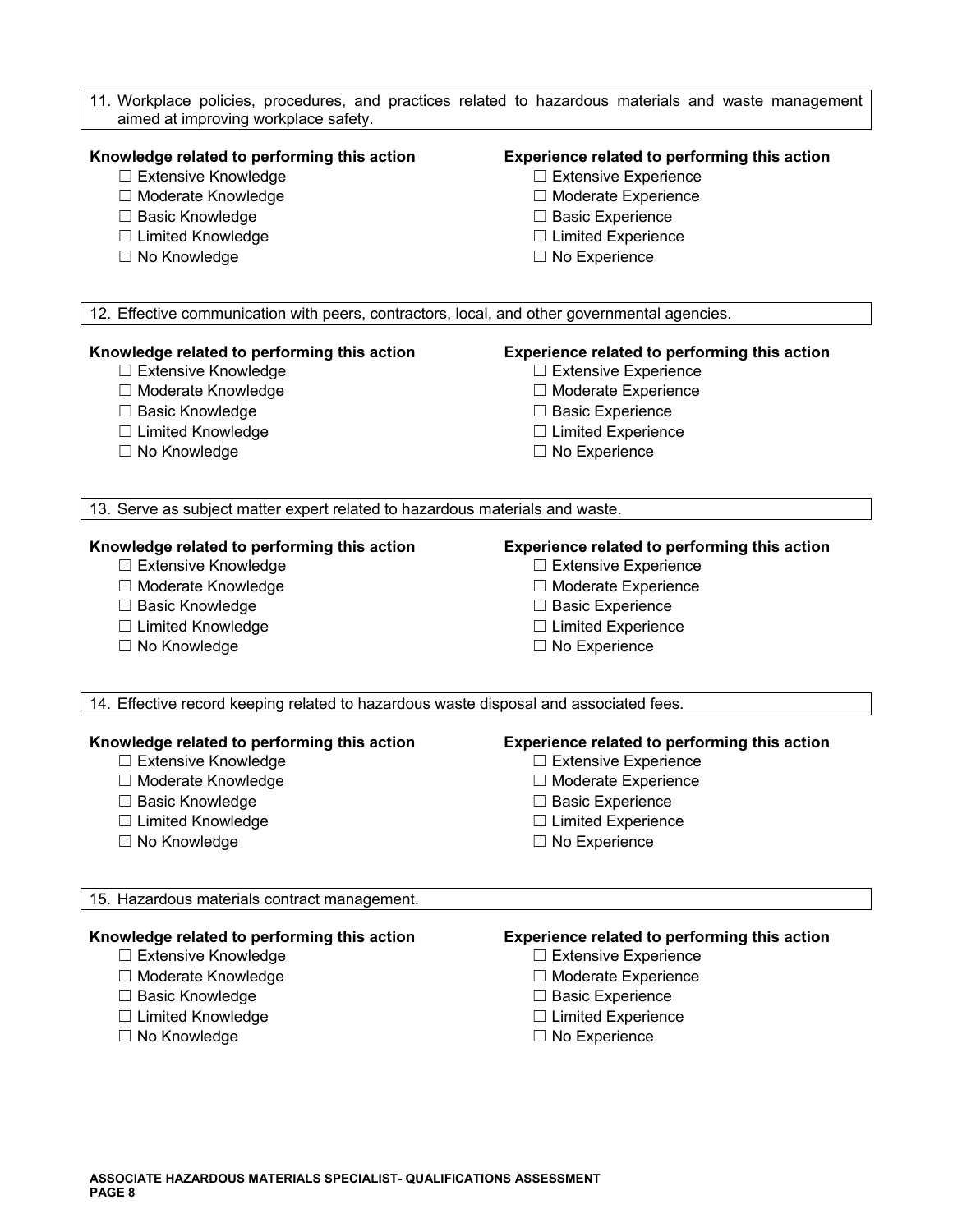11. Workplace policies, procedures, and practices related to hazardous materials and waste management aimed at improving workplace safety.

**Knowledge related to performing this action**

- ☐ Extensive Knowledge
- ☐ Moderate Knowledge
- ☐ Basic Knowledge
- ☐ Limited Knowledge
- ☐ No Knowledge

**Experience related to performing this action**

- ☐ Extensive Experience
- ☐ Moderate Experience
- ☐ Basic Experience
- ☐ Limited Experience
- ☐ No Experience

12. Effective communication with peers, contractors, local, and other governmental agencies.

**Knowledge related to performing this action**

- ☐ Extensive Knowledge
- ☐ Moderate Knowledge
- ☐ Basic Knowledge
- ☐ Limited Knowledge
- ☐ No Knowledge

**Experience related to performing this action**

- ☐ Extensive Experience
- ☐ Moderate Experience
- ☐ Basic Experience
- ☐ Limited Experience
- ☐ No Experience

13. Serve as subject matter expert related to hazardous materials and waste.

**Knowledge related to performing this action**

- ☐ Extensive Knowledge
- ☐ Moderate Knowledge
- ☐ Basic Knowledge
- ☐ Limited Knowledge
- ☐ No Knowledge

**Experience related to performing this action**

- ☐ Extensive Experience
- ☐ Moderate Experience
- ☐ Basic Experience
- ☐ Limited Experience
- ☐ No Experience

14. Effective record keeping related to hazardous waste disposal and associated fees.

**Knowledge related to performing this action**

- ☐ Extensive Knowledge
- ☐ Moderate Knowledge
- ☐ Basic Knowledge
- ☐ Limited Knowledge
- ☐ No Knowledge

**Experience related to performing this action**

- ☐ Extensive Experience
- ☐ Moderate Experience
- ☐ Basic Experience
- ☐ Limited Experience
- ☐ No Experience

15. Hazardous materials contract management.

**Knowledge related to performing this action**

- ☐ Extensive Knowledge
- ☐ Moderate Knowledge
- ☐ Basic Knowledge
- ☐ Limited Knowledge
- ☐ No Knowledge

**Experience related to performing this action**

- ☐ Extensive Experience
- ☐ Moderate Experience
- ☐ Basic Experience
- ☐ Limited Experience
- ☐ No Experience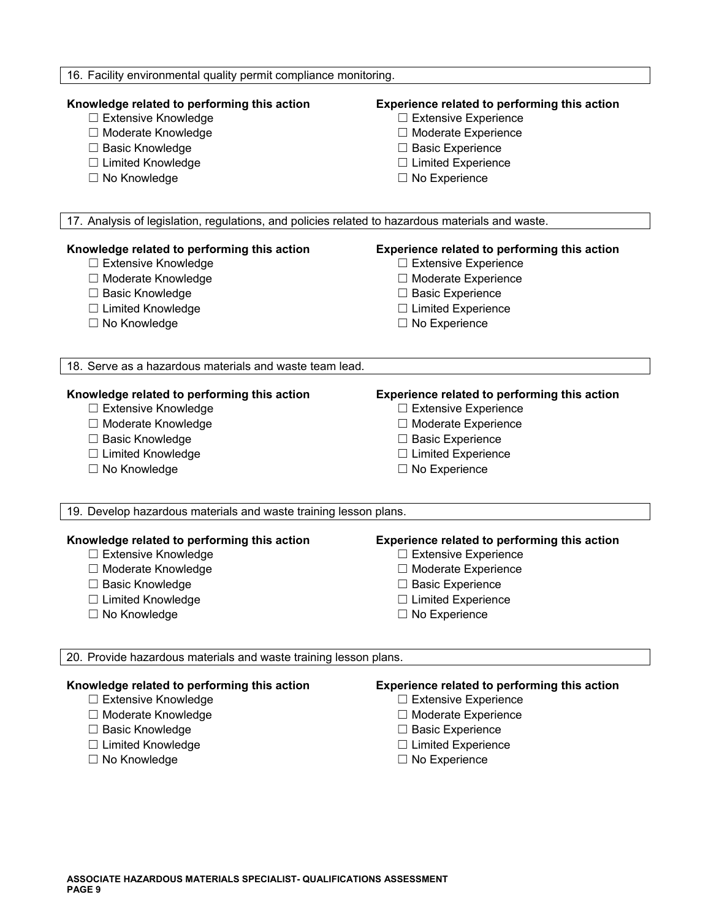16. Facility environmental quality permit compliance monitoring.

**Knowledge related to performing this action**

- ☐ Extensive Knowledge
- ☐ Moderate Knowledge
- ☐ Basic Knowledge
- ☐ Limited Knowledge
- ☐ No Knowledge

**Experience related to performing this action**

- ☐ Extensive Experience
- ☐ Moderate Experience
- ☐ Basic Experience
- ☐ Limited Experience
- ☐ No Experience

17. Analysis of legislation, regulations, and policies related to hazardous materials and waste.

**Knowledge related to performing this action**

- ☐ Extensive Knowledge
- ☐ Moderate Knowledge
- ☐ Basic Knowledge
- ☐ Limited Knowledge
- ☐ No Knowledge

**Experience related to performing this action**

- ☐ Extensive Experience
- ☐ Moderate Experience
- ☐ Basic Experience
- ☐ Limited Experience
- ☐ No Experience

18. Serve as a hazardous materials and waste team lead.

**Knowledge related to performing this action**

- ☐ Extensive Knowledge
- ☐ Moderate Knowledge
- ☐ Basic Knowledge
- ☐ Limited Knowledge
- ☐ No Knowledge

**Experience related to performing this action**

- ☐ Extensive Experience
- ☐ Moderate Experience
- ☐ Basic Experience
- ☐ Limited Experience
- ☐ No Experience

19. Develop hazardous materials and waste training lesson plans.

**Knowledge related to performing this action**

- ☐ Extensive Knowledge
- ☐ Moderate Knowledge
- ☐ Basic Knowledge
- ☐ Limited Knowledge
- ☐ No Knowledge

**Experience related to performing this action**

- ☐ Extensive Experience
- ☐ Moderate Experience
- ☐ Basic Experience
- ☐ Limited Experience
- ☐ No Experience

20. Provide hazardous materials and waste training lesson plans.

**Knowledge related to performing this action**

- ☐ Extensive Knowledge
- ☐ Moderate Knowledge
- ☐ Basic Knowledge
- ☐ Limited Knowledge
- ☐ No Knowledge

**Experience related to performing this action**

- ☐ Extensive Experience
- ☐ Moderate Experience
- ☐ Basic Experience
- ☐ Limited Experience
- ☐ No Experience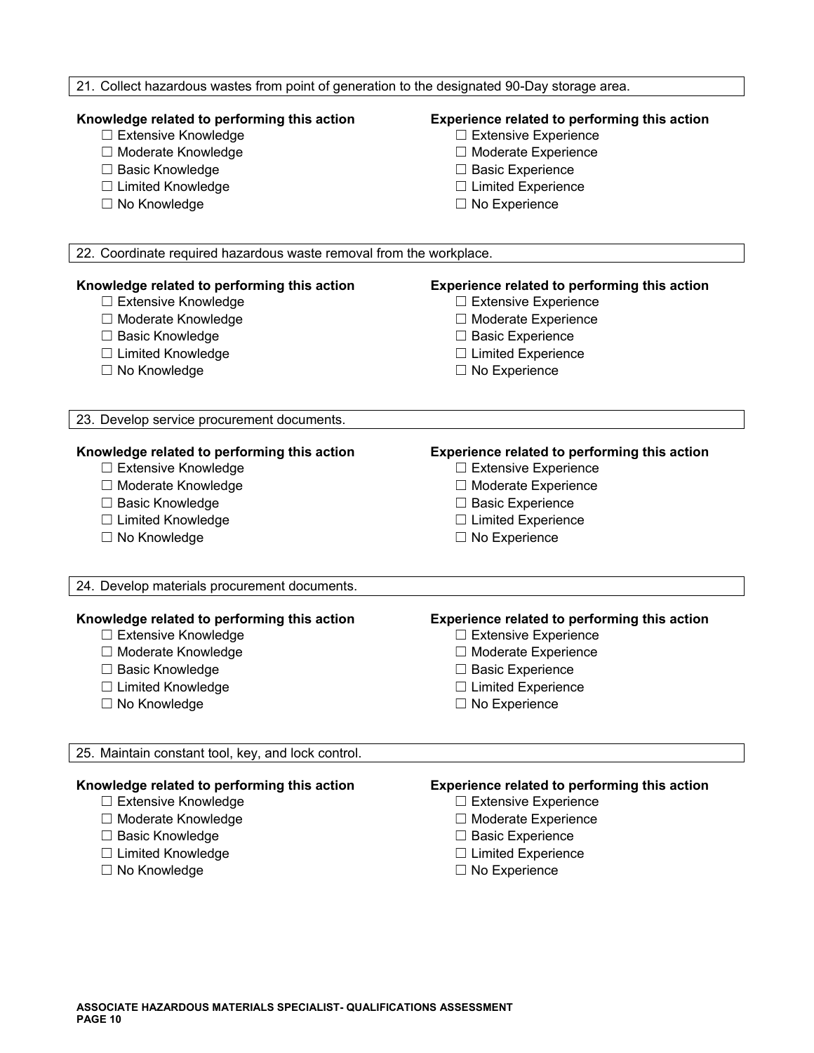21. Collect hazardous wastes from point of generation to the designated 90-Day storage area.

**Knowledge related to performing this action**
- ☐ Extensive Knowledge
- ☐ Moderate Knowledge
- ☐ Basic Knowledge
- ☐ Limited Knowledge
- ☐ No Knowledge

**Experience related to performing this action**
- ☐ Extensive Experience
- ☐ Moderate Experience
- ☐ Basic Experience
- ☐ Limited Experience
- ☐ No Experience

22. Coordinate required hazardous waste removal from the workplace.

**Knowledge related to performing this action**
- ☐ Extensive Knowledge
- ☐ Moderate Knowledge
- ☐ Basic Knowledge
- ☐ Limited Knowledge
- ☐ No Knowledge

**Experience related to performing this action**
- ☐ Extensive Experience
- ☐ Moderate Experience
- ☐ Basic Experience
- ☐ Limited Experience
- ☐ No Experience

23. Develop service procurement documents.

**Knowledge related to performing this action**
- ☐ Extensive Knowledge
- ☐ Moderate Knowledge
- ☐ Basic Knowledge
- ☐ Limited Knowledge
- ☐ No Knowledge

**Experience related to performing this action**
- ☐ Extensive Experience
- ☐ Moderate Experience
- ☐ Basic Experience
- ☐ Limited Experience
- ☐ No Experience

24. Develop materials procurement documents.

**Knowledge related to performing this action**
- ☐ Extensive Knowledge
- ☐ Moderate Knowledge
- ☐ Basic Knowledge
- ☐ Limited Knowledge
- ☐ No Knowledge

**Experience related to performing this action**
- ☐ Extensive Experience
- ☐ Moderate Experience
- ☐ Basic Experience
- ☐ Limited Experience
- ☐ No Experience

25. Maintain constant tool, key, and lock control.

**Knowledge related to performing this action**
- ☐ Extensive Knowledge
- ☐ Moderate Knowledge
- ☐ Basic Knowledge
- ☐ Limited Knowledge
- ☐ No Knowledge

**Experience related to performing this action**
- ☐ Extensive Experience
- ☐ Moderate Experience
- ☐ Basic Experience
- ☐ Limited Experience
- ☐ No Experience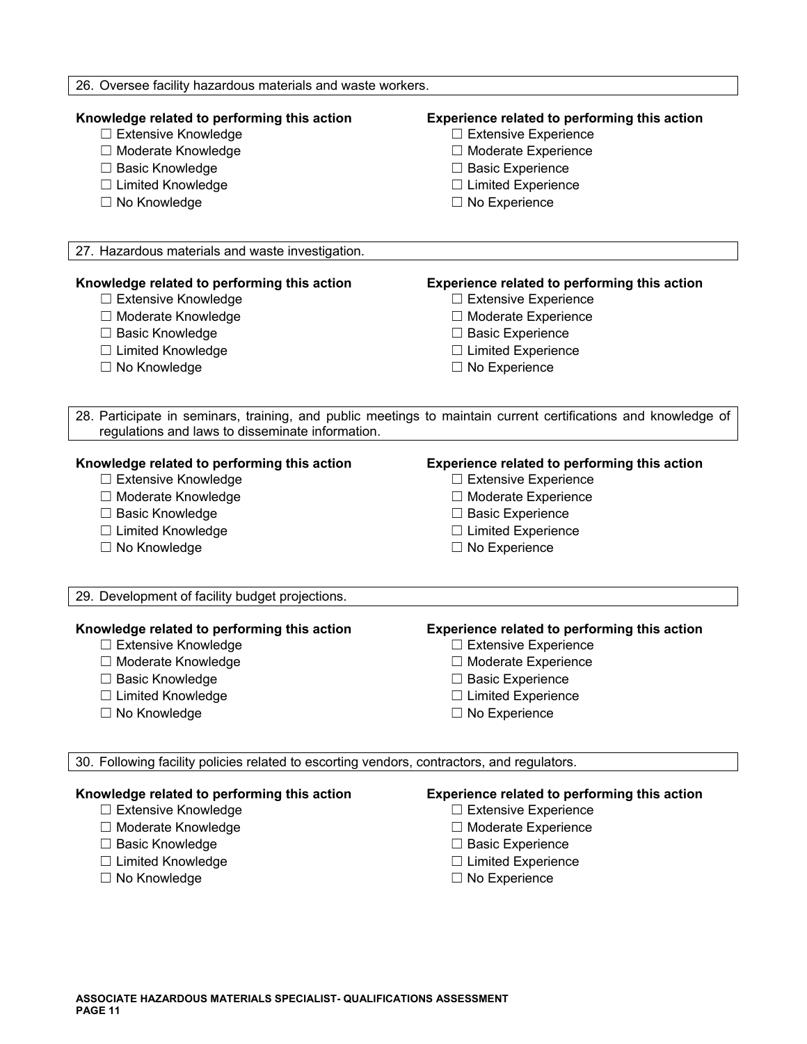26. Oversee facility hazardous materials and waste workers.

**Knowledge related to performing this action**
- ☐ Extensive Knowledge
- ☐ Moderate Knowledge
- ☐ Basic Knowledge
- ☐ Limited Knowledge
- ☐ No Knowledge

**Experience related to performing this action**
- ☐ Extensive Experience
- ☐ Moderate Experience
- ☐ Basic Experience
- ☐ Limited Experience
- ☐ No Experience

27. Hazardous materials and waste investigation.

**Knowledge related to performing this action**
- ☐ Extensive Knowledge
- ☐ Moderate Knowledge
- ☐ Basic Knowledge
- ☐ Limited Knowledge
- ☐ No Knowledge

**Experience related to performing this action**
- ☐ Extensive Experience
- ☐ Moderate Experience
- ☐ Basic Experience
- ☐ Limited Experience
- ☐ No Experience

28. Participate in seminars, training, and public meetings to maintain current certifications and knowledge of regulations and laws to disseminate information.

**Knowledge related to performing this action**
- ☐ Extensive Knowledge
- ☐ Moderate Knowledge
- ☐ Basic Knowledge
- ☐ Limited Knowledge
- ☐ No Knowledge

**Experience related to performing this action**
- ☐ Extensive Experience
- ☐ Moderate Experience
- ☐ Basic Experience
- ☐ Limited Experience
- ☐ No Experience

29. Development of facility budget projections.

**Knowledge related to performing this action**
- ☐ Extensive Knowledge
- ☐ Moderate Knowledge
- ☐ Basic Knowledge
- ☐ Limited Knowledge
- ☐ No Knowledge

**Experience related to performing this action**
- ☐ Extensive Experience
- ☐ Moderate Experience
- ☐ Basic Experience
- ☐ Limited Experience
- ☐ No Experience

30. Following facility policies related to escorting vendors, contractors, and regulators.

**Knowledge related to performing this action**
- ☐ Extensive Knowledge
- ☐ Moderate Knowledge
- ☐ Basic Knowledge
- ☐ Limited Knowledge
- ☐ No Knowledge

**Experience related to performing this action**
- ☐ Extensive Experience
- ☐ Moderate Experience
- ☐ Basic Experience
- ☐ Limited Experience
- ☐ No Experience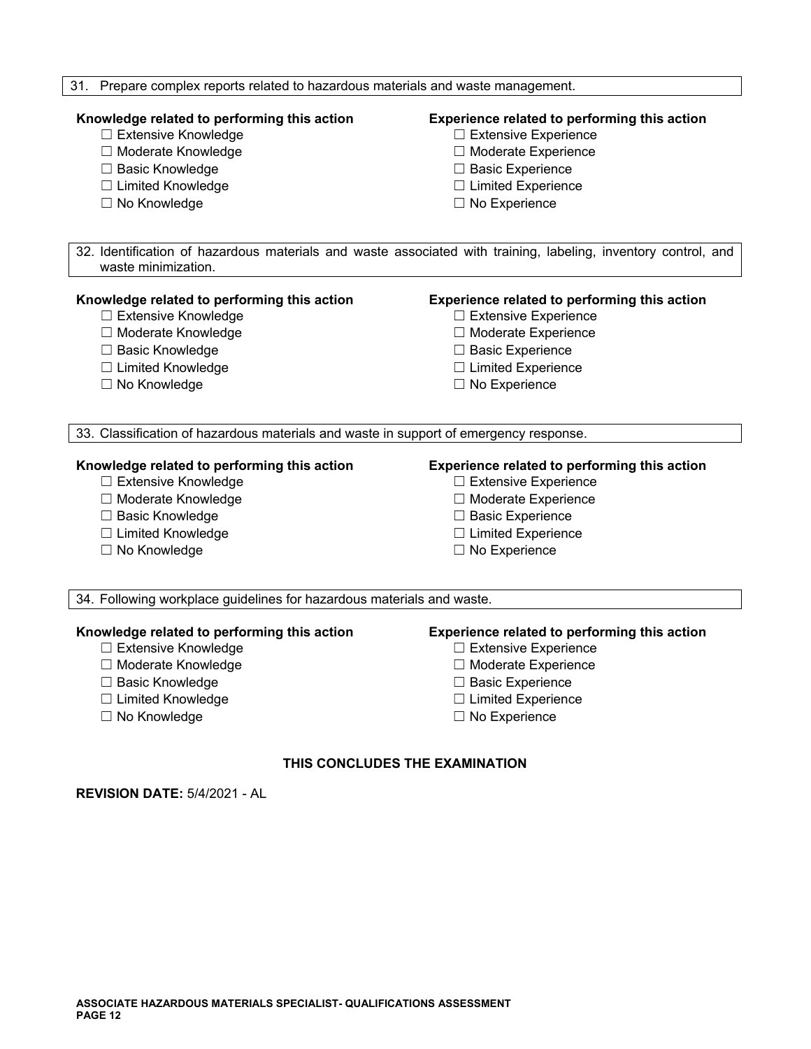31. Prepare complex reports related to hazardous materials and waste management.

**Knowledge related to performing this action**

- ☐ Extensive Knowledge
- ☐ Moderate Knowledge
- ☐ Basic Knowledge
- ☐ Limited Knowledge
- ☐ No Knowledge

**Experience related to performing this action**

- ☐ Extensive Experience
- ☐ Moderate Experience
- ☐ Basic Experience
- ☐ Limited Experience
- ☐ No Experience

32. Identification of hazardous materials and waste associated with training, labeling, inventory control, and waste minimization.

**Knowledge related to performing this action**

- ☐ Extensive Knowledge
- ☐ Moderate Knowledge
- ☐ Basic Knowledge
- ☐ Limited Knowledge
- ☐ No Knowledge

**Experience related to performing this action**

- ☐ Extensive Experience
- ☐ Moderate Experience
- ☐ Basic Experience
- ☐ Limited Experience
- ☐ No Experience

33. Classification of hazardous materials and waste in support of emergency response.

**Knowledge related to performing this action**

- ☐ Extensive Knowledge
- ☐ Moderate Knowledge
- ☐ Basic Knowledge
- ☐ Limited Knowledge
- ☐ No Knowledge

**Experience related to performing this action**

- ☐ Extensive Experience
- ☐ Moderate Experience
- ☐ Basic Experience
- ☐ Limited Experience
- ☐ No Experience

34. Following workplace guidelines for hazardous materials and waste.

**Knowledge related to performing this action**

- ☐ Extensive Knowledge
- ☐ Moderate Knowledge
- ☐ Basic Knowledge
- ☐ Limited Knowledge
- ☐ No Knowledge

**Experience related to performing this action**

- ☐ Extensive Experience
- ☐ Moderate Experience
- ☐ Basic Experience
- ☐ Limited Experience
- ☐ No Experience

**THIS CONCLUDES THE EXAMINATION**

**REVISION DATE:** 5/4/2021 - AL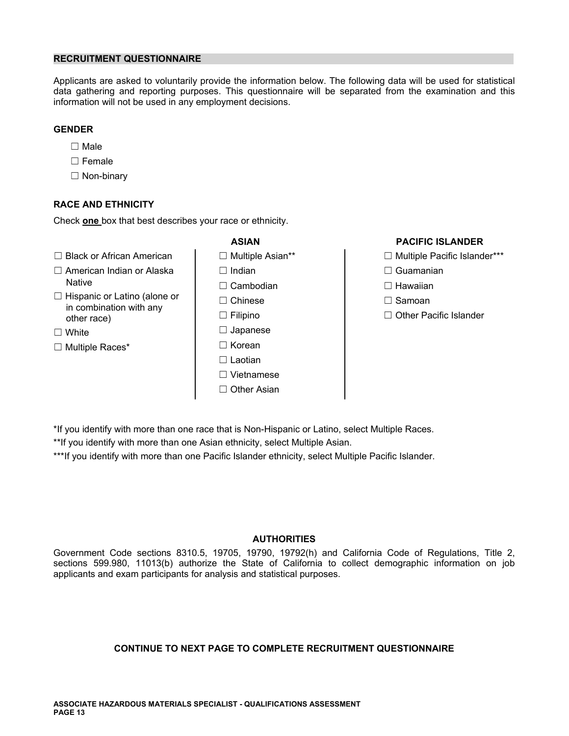## RECRUITMENT QUESTIONNAIRE

Applicants are asked to voluntarily provide the information below. The following data will be used for statistical data gathering and reporting purposes. This questionnaire will be separated from the examination and this information will not be used in any employment decisions.

**GENDER**

☐ Male

☐ Female

☐ Non-binary

**RACE AND ETHNICITY**

Check **one** box that best describes your race or ethnicity.

☐ Black or African American

☐ American Indian or Alaska Native

☐ Hispanic or Latino (alone or in combination with any other race)

☐ White

☐ Multiple Races*

**ASIAN**

☐ Multiple Asian**

☐ Indian

☐ Cambodian

☐ Chinese

☐ Filipino

☐ Japanese

☐ Korean

☐ Laotian

☐ Vietnamese

☐ Other Asian

**PACIFIC ISLANDER**

☐ Multiple Pacific Islander***

☐ Guamanian

☐ Hawaiian

☐ Samoan

☐ Other Pacific Islander

*If you identify with more than one race that is Non-Hispanic or Latino, select Multiple Races.

**If you identify with more than one Asian ethnicity, select Multiple Asian.

***If you identify with more than one Pacific Islander ethnicity, select Multiple Pacific Islander.

**AUTHORITIES**

Government Code sections 8310.5, 19705, 19790, 19792(h) and California Code of Regulations, Title 2, sections 599.980, 11013(b) authorize the State of California to collect demographic information on job applicants and exam participants for analysis and statistical purposes.

**CONTINUE TO NEXT PAGE TO COMPLETE RECRUITMENT QUESTIONNAIRE**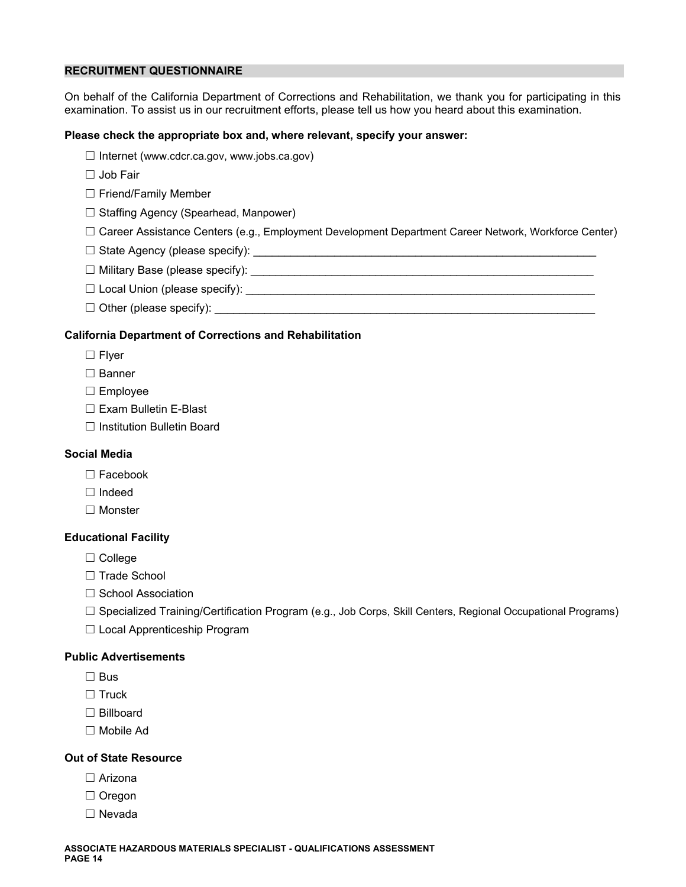## RECRUITMENT QUESTIONNAIRE

On behalf of the California Department of Corrections and Rehabilitation, we thank you for participating in this examination. To assist us in our recruitment efforts, please tell us how you heard about this examination.

**Please check the appropriate box and, where relevant, specify your answer:**

- ☐ Internet (www.cdcr.ca.gov, www.jobs.ca.gov)
- ☐ Job Fair
- ☐ Friend/Family Member
- ☐ Staffing Agency (Spearhead, Manpower)
- ☐ Career Assistance Centers (e.g., Employment Development Department Career Network, Workforce Center)
- ☐ State Agency (please specify): ___________________________________________________________
- ☐ Military Base (please specify): ___________________________________________________________
- ☐ Local Union (please specify): ___________________________________________________________
- ☐ Other (please specify): ___________________________________________________________

**California Department of Corrections and Rehabilitation**

- ☐ Flyer
- ☐ Banner
- ☐ Employee
- ☐ Exam Bulletin E-Blast
- ☐ Institution Bulletin Board

**Social Media**

- ☐ Facebook
- ☐ Indeed
- ☐ Monster

**Educational Facility**

- ☐ College
- ☐ Trade School
- ☐ School Association
- ☐ Specialized Training/Certification Program (e.g., Job Corps, Skill Centers, Regional Occupational Programs)
- ☐ Local Apprenticeship Program

**Public Advertisements**

- ☐ Bus
- ☐ Truck
- ☐ Billboard
- ☐ Mobile Ad

**Out of State Resource**

- ☐ Arizona
- ☐ Oregon
- ☐ Nevada